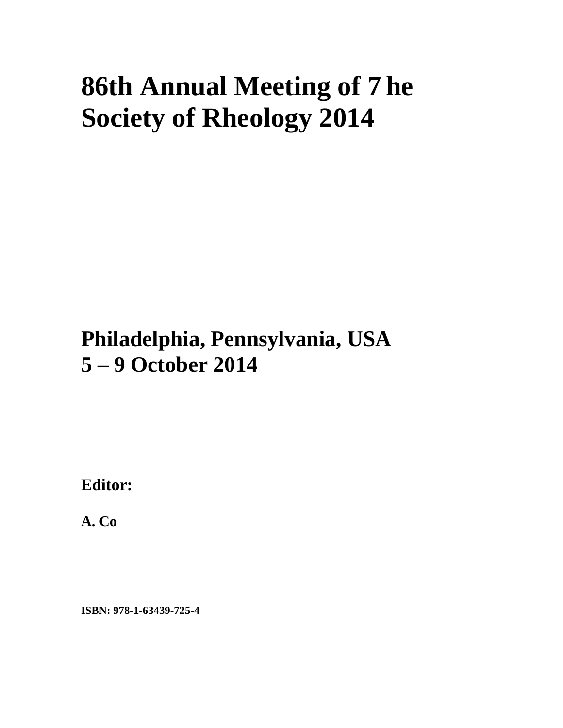# 86th Annual Meeting of 7 he Society of Rheology 2014

## Philadelphia, Pennsylvania, USA
## 5 – 9 October 2014

**Editor:**

**A. Co**

**ISBN: 978-1-63439-725-4**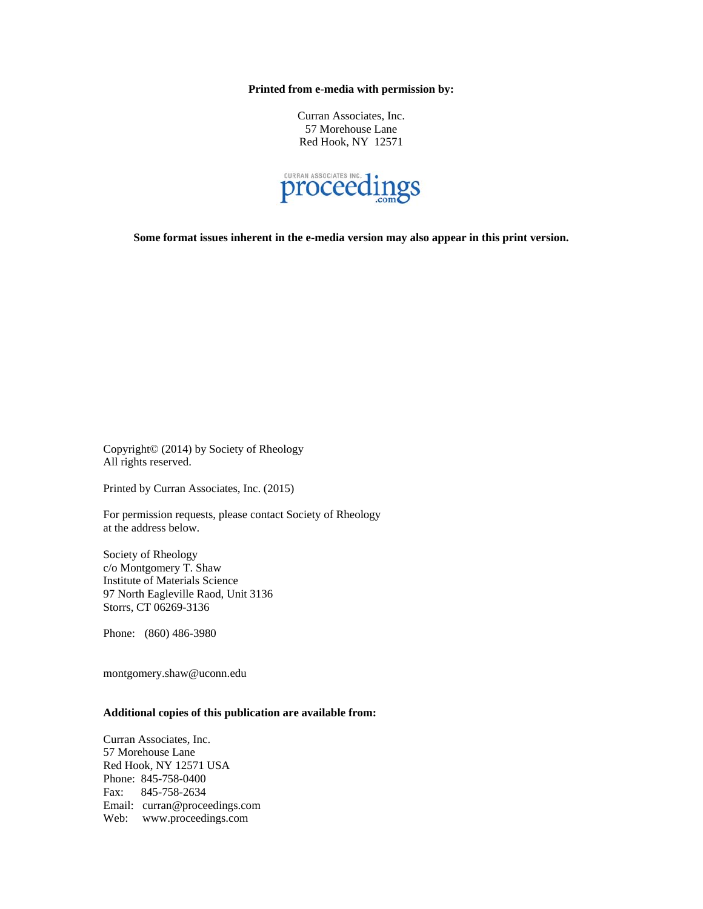**Printed from e-media with permission by:**

Curran Associates, Inc.
57 Morehouse Lane
Red Hook, NY 12571

CURRAN ASSOCIATES INC. proceedings.com

**Some format issues inherent in the e-media version may also appear in this print version.**

Copyright© (2014) by Society of Rheology
All rights reserved.

Printed by Curran Associates, Inc. (2015)

For permission requests, please contact Society of Rheology at the address below.

Society of Rheology
c/o Montgomery T. Shaw
Institute of Materials Science
97 North Eagleville Raod, Unit 3136
Storrs, CT 06269-3136

Phone: (860) 486-3980

montgomery.shaw@uconn.edu

**Additional copies of this publication are available from:**

Curran Associates, Inc.
57 Morehouse Lane
Red Hook, NY 12571 USA
Phone: 845-758-0400
Fax: 845-758-2634
Email: curran@proceedings.com
Web: www.proceedings.com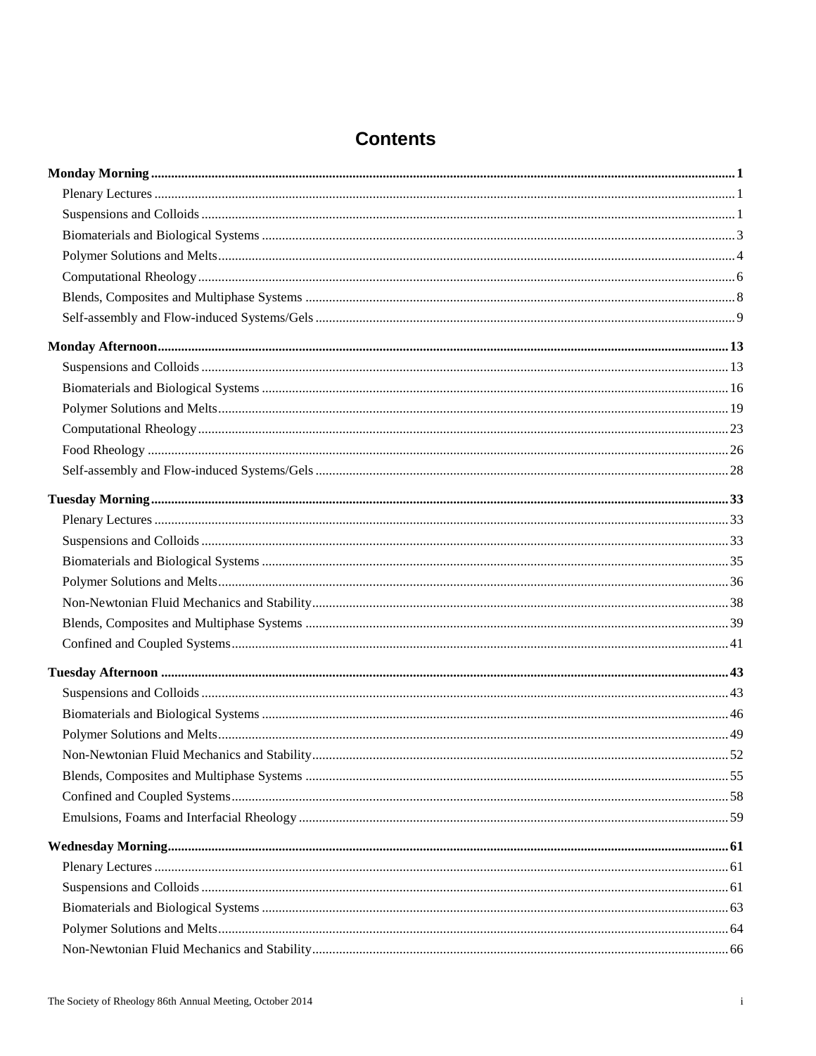# Contents

**Monday Morning** ..... **1**

- Plenary Lectures ..... 1
- Suspensions and Colloids ..... 1
- Biomaterials and Biological Systems ..... 3
- Polymer Solutions and Melts ..... 4
- Computational Rheology ..... 6
- Blends, Composites and Multiphase Systems ..... 8
- Self-assembly and Flow-induced Systems/Gels ..... 9

**Monday Afternoon** ..... **13**

- Suspensions and Colloids ..... 13
- Biomaterials and Biological Systems ..... 16
- Polymer Solutions and Melts ..... 19
- Computational Rheology ..... 23
- Food Rheology ..... 26
- Self-assembly and Flow-induced Systems/Gels ..... 28

**Tuesday Morning** ..... **33**

- Plenary Lectures ..... 33
- Suspensions and Colloids ..... 33
- Biomaterials and Biological Systems ..... 35
- Polymer Solutions and Melts ..... 36
- Non-Newtonian Fluid Mechanics and Stability ..... 38
- Blends, Composites and Multiphase Systems ..... 39
- Confined and Coupled Systems ..... 41

**Tuesday Afternoon** ..... **43**

- Suspensions and Colloids ..... 43
- Biomaterials and Biological Systems ..... 46
- Polymer Solutions and Melts ..... 49
- Non-Newtonian Fluid Mechanics and Stability ..... 52
- Blends, Composites and Multiphase Systems ..... 55
- Confined and Coupled Systems ..... 58
- Emulsions, Foams and Interfacial Rheology ..... 59

**Wednesday Morning** ..... **61**

- Plenary Lectures ..... 61
- Suspensions and Colloids ..... 61
- Biomaterials and Biological Systems ..... 63
- Polymer Solutions and Melts ..... 64
- Non-Newtonian Fluid Mechanics and Stability ..... 66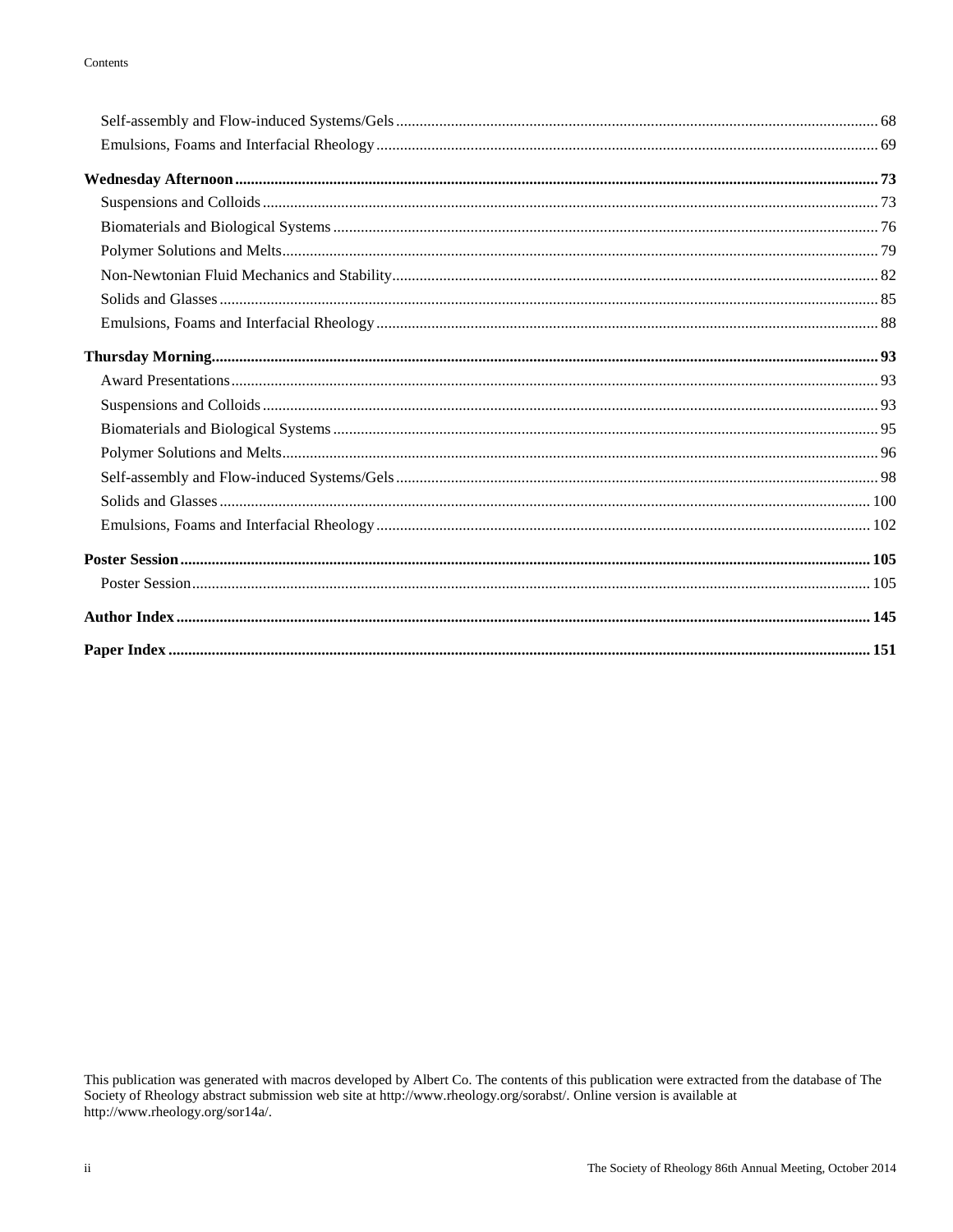Self-assembly and Flow-induced Systems/Gels ........................................................................................................................ 68

Emulsions, Foams and Interfacial Rheology .............................................................................................................................. 69

**Wednesday Afternoon ................................................................................................................................................................ 73**

Suspensions and Colloids .......................................................................................................................................................... 73

Biomaterials and Biological Systems ........................................................................................................................................ 76

Polymer Solutions and Melts..................................................................................................................................................... 79

Non-Newtonian Fluid Mechanics and Stability......................................................................................................................... 82

Solids and Glasses ..................................................................................................................................................................... 85

Emulsions, Foams and Interfacial Rheology .............................................................................................................................. 88

**Thursday Morning...................................................................................................................................................................... 93**

Award Presentations .................................................................................................................................................................. 93

Suspensions and Colloids .......................................................................................................................................................... 93

Biomaterials and Biological Systems ........................................................................................................................................ 95

Polymer Solutions and Melts..................................................................................................................................................... 96

Self-assembly and Flow-induced Systems/Gels ........................................................................................................................ 98

Solids and Glasses ................................................................................................................................................................... 100

Emulsions, Foams and Interfacial Rheology ............................................................................................................................ 102

**Poster Session ........................................................................................................................................................................... 105**

Poster Session .......................................................................................................................................................................... 105

**Author Index ............................................................................................................................................................................ 145**

**Paper Index ............................................................................................................................................................................... 151**

This publication was generated with macros developed by Albert Co. The contents of this publication were extracted from the database of The Society of Rheology abstract submission web site at http://www.rheology.org/sorabst/. Online version is available at http://www.rheology.org/sor14a/.